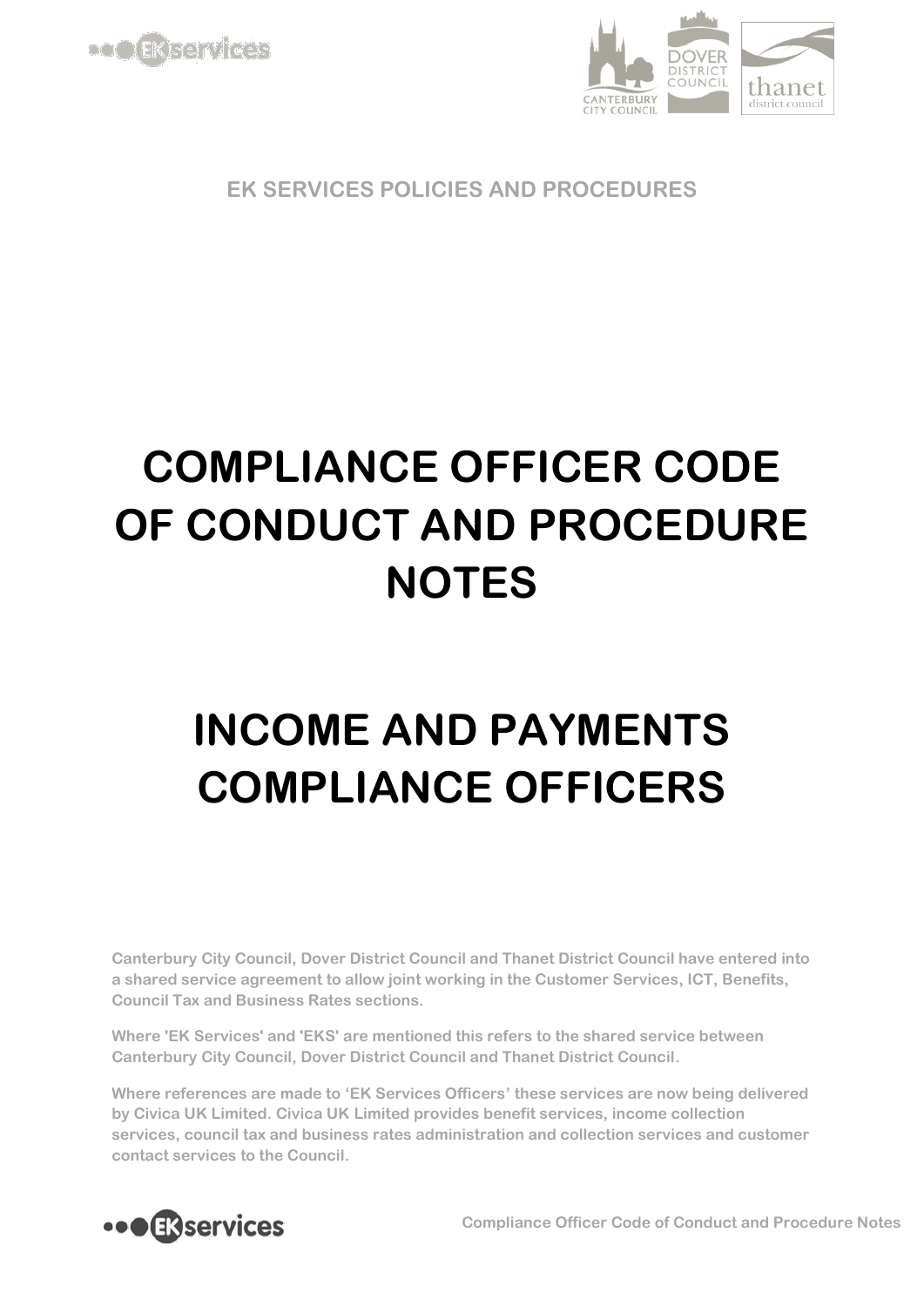EK SERVICES POLICIES AND PROCEDURES

# COMPLIANCE OFFICER CODE OF CONDUCT AND PROCEDURE NOTES

# INCOME AND PAYMENTS COMPLIANCE OFFICERS

**Canterbury City Council, Dover District Council and Thanet District Council have entered into a shared service agreement to allow joint working in the Customer Services, ICT, Benefits, Council Tax and Business Rates sections.**

**Where 'EK Services' and 'EKS' are mentioned this refers to the shared service between Canterbury City Council, Dover District Council and Thanet District Council.**

**Where references are made to 'EK Services Officers' these services are now being delivered by Civica UK Limited. Civica UK Limited provides benefit services, income collection services, council tax and business rates administration and collection services and customer contact services to the Council.**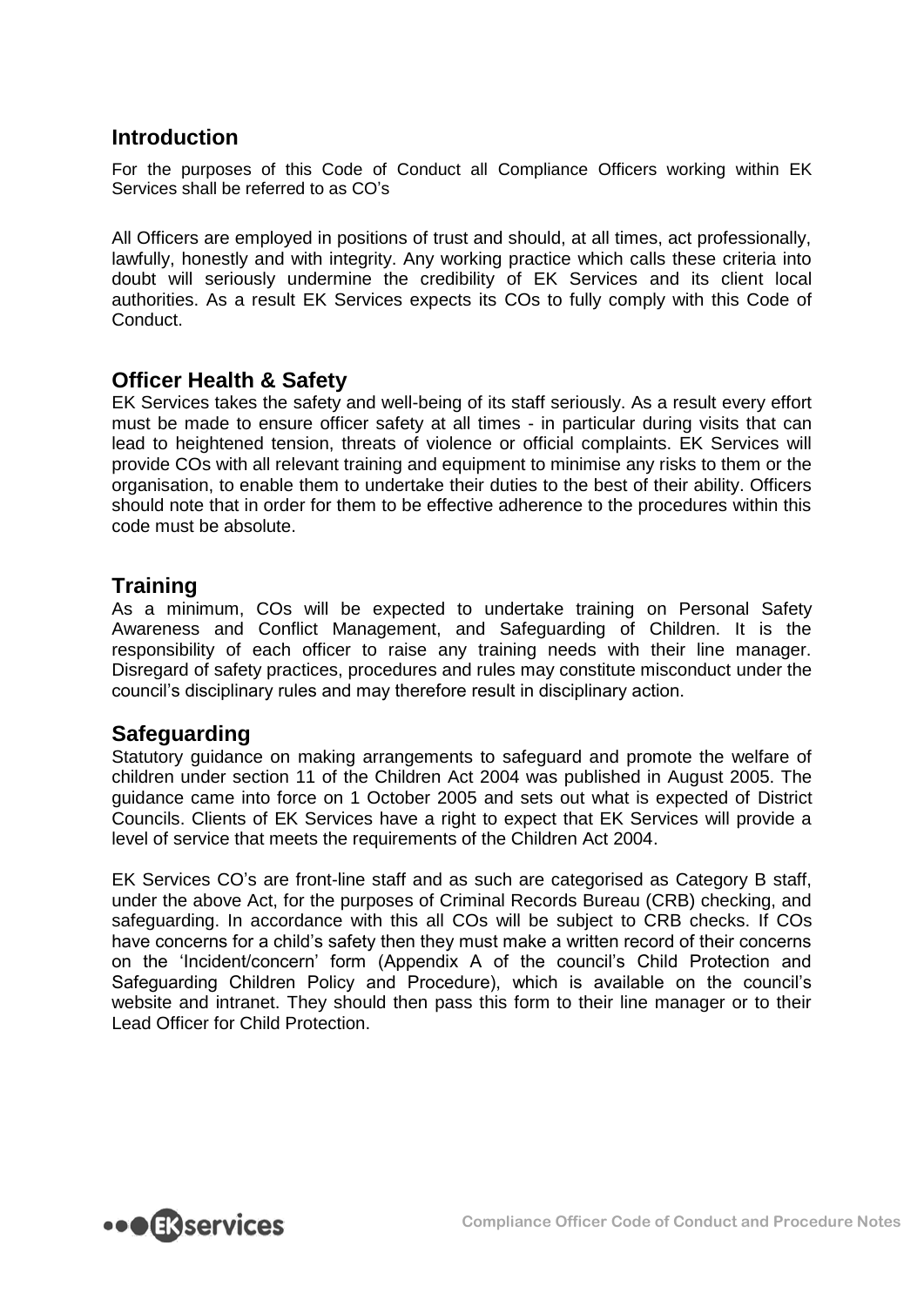## Introduction

For the purposes of this Code of Conduct all Compliance Officers working within EK Services shall be referred to as CO's

All Officers are employed in positions of trust and should, at all times, act professionally, lawfully, honestly and with integrity. Any working practice which calls these criteria into doubt will seriously undermine the credibility of EK Services and its client local authorities. As a result EK Services expects its COs to fully comply with this Code of Conduct.

## Officer Health & Safety

EK Services takes the safety and well-being of its staff seriously. As a result every effort must be made to ensure officer safety at all times - in particular during visits that can lead to heightened tension, threats of violence or official complaints. EK Services will provide COs with all relevant training and equipment to minimise any risks to them or the organisation, to enable them to undertake their duties to the best of their ability. Officers should note that in order for them to be effective adherence to the procedures within this code must be absolute.

## Training

As a minimum, COs will be expected to undertake training on Personal Safety Awareness and Conflict Management, and Safeguarding of Children. It is the responsibility of each officer to raise any training needs with their line manager. Disregard of safety practices, procedures and rules may constitute misconduct under the council's disciplinary rules and may therefore result in disciplinary action.

## Safeguarding

Statutory guidance on making arrangements to safeguard and promote the welfare of children under section 11 of the Children Act 2004 was published in August 2005. The guidance came into force on 1 October 2005 and sets out what is expected of District Councils. Clients of EK Services have a right to expect that EK Services will provide a level of service that meets the requirements of the Children Act 2004.

EK Services CO's are front-line staff and as such are categorised as Category B staff, under the above Act, for the purposes of Criminal Records Bureau (CRB) checking, and safeguarding. In accordance with this all COs will be subject to CRB checks. If COs have concerns for a child's safety then they must make a written record of their concerns on the 'Incident/concern' form (Appendix A of the council's Child Protection and Safeguarding Children Policy and Procedure), which is available on the council's website and intranet. They should then pass this form to their line manager or to their Lead Officer for Child Protection.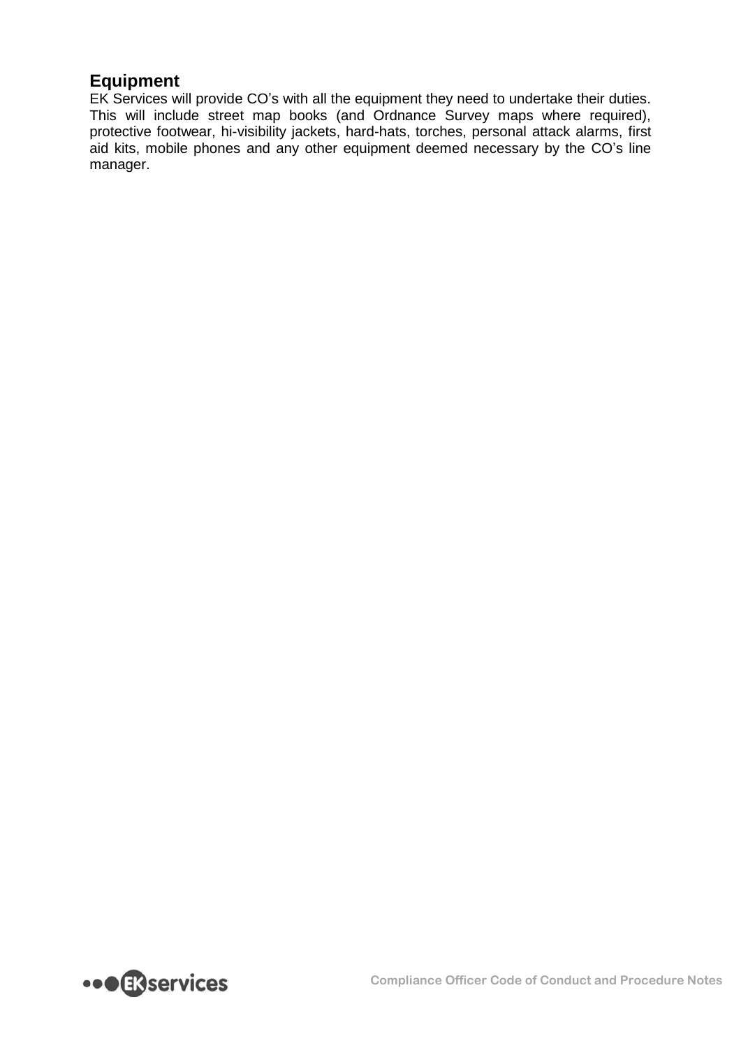## Equipment

EK Services will provide CO's with all the equipment they need to undertake their duties. This will include street map books (and Ordnance Survey maps where required), protective footwear, hi-visibility jackets, hard-hats, torches, personal attack alarms, first aid kits, mobile phones and any other equipment deemed necessary by the CO's line manager.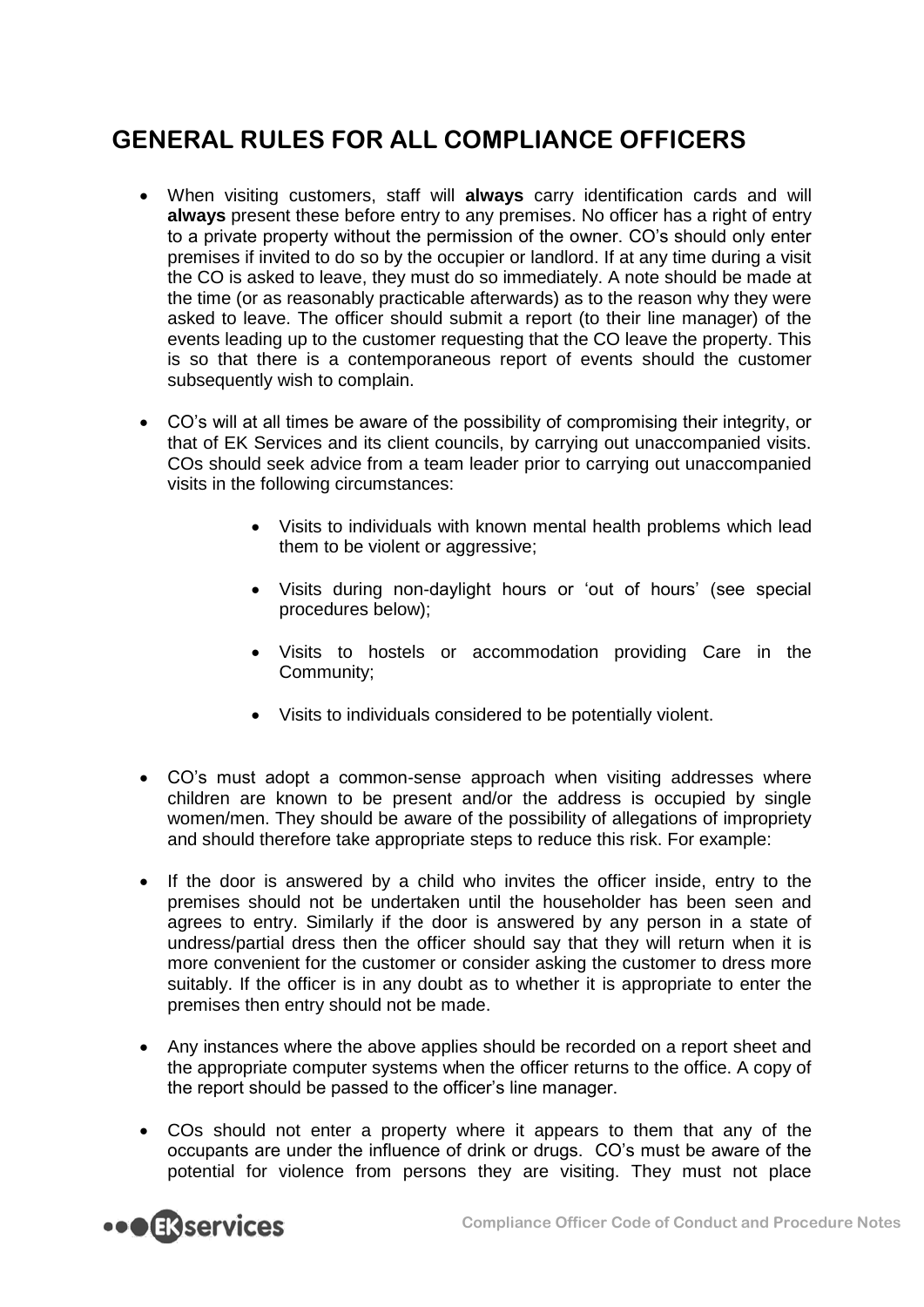# GENERAL RULES FOR ALL COMPLIANCE OFFICERS

- When visiting customers, staff will **always** carry identification cards and will **always** present these before entry to any premises. No officer has a right of entry to a private property without the permission of the owner. CO's should only enter premises if invited to do so by the occupier or landlord. If at any time during a visit the CO is asked to leave, they must do so immediately. A note should be made at the time (or as reasonably practicable afterwards) as to the reason why they were asked to leave. The officer should submit a report (to their line manager) of the events leading up to the customer requesting that the CO leave the property. This is so that there is a contemporaneous report of events should the customer subsequently wish to complain.

- CO's will at all times be aware of the possibility of compromising their integrity, or that of EK Services and its client councils, by carrying out unaccompanied visits. COs should seek advice from a team leader prior to carrying out unaccompanied visits in the following circumstances:

  - Visits to individuals with known mental health problems which lead them to be violent or aggressive;
  - Visits during non-daylight hours or 'out of hours' (see special procedures below);
  - Visits to hostels or accommodation providing Care in the Community;
  - Visits to individuals considered to be potentially violent.

- CO's must adopt a common-sense approach when visiting addresses where children are known to be present and/or the address is occupied by single women/men. They should be aware of the possibility of allegations of impropriety and should therefore take appropriate steps to reduce this risk. For example:

- If the door is answered by a child who invites the officer inside, entry to the premises should not be undertaken until the householder has been seen and agrees to entry. Similarly if the door is answered by any person in a state of undress/partial dress then the officer should say that they will return when it is more convenient for the customer or consider asking the customer to dress more suitably. If the officer is in any doubt as to whether it is appropriate to enter the premises then entry should not be made.

- Any instances where the above applies should be recorded on a report sheet and the appropriate computer systems when the officer returns to the office. A copy of the report should be passed to the officer's line manager.

- COs should not enter a property where it appears to them that any of the occupants are under the influence of drink or drugs. CO's must be aware of the potential for violence from persons they are visiting. They must not place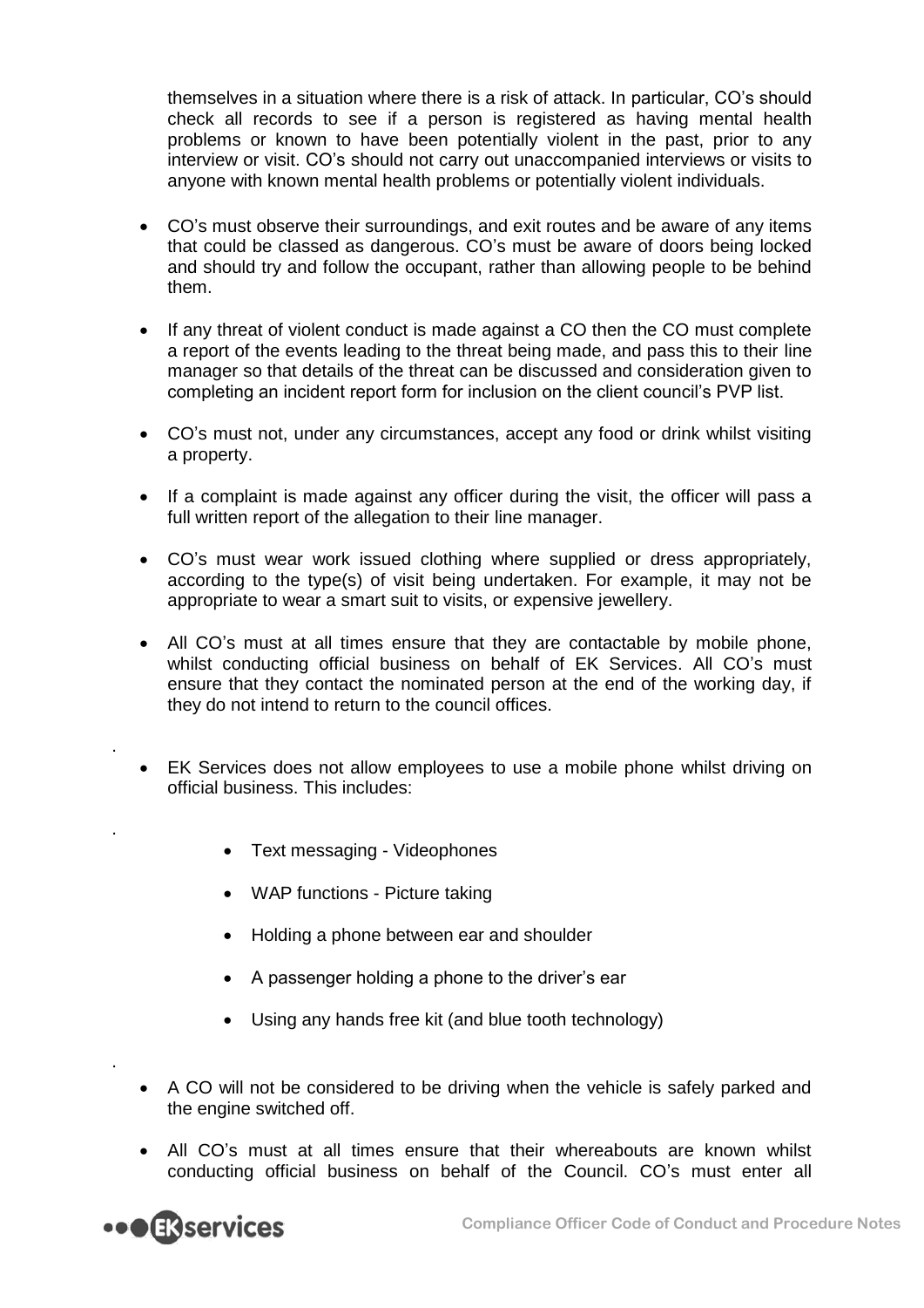themselves in a situation where there is a risk of attack. In particular, CO's should check all records to see if a person is registered as having mental health problems or known to have been potentially violent in the past, prior to any interview or visit. CO's should not carry out unaccompanied interviews or visits to anyone with known mental health problems or potentially violent individuals.

- CO's must observe their surroundings, and exit routes and be aware of any items that could be classed as dangerous. CO's must be aware of doors being locked and should try and follow the occupant, rather than allowing people to be behind them.

- If any threat of violent conduct is made against a CO then the CO must complete a report of the events leading to the threat being made, and pass this to their line manager so that details of the threat can be discussed and consideration given to completing an incident report form for inclusion on the client council's PVP list.

- CO's must not, under any circumstances, accept any food or drink whilst visiting a property.

- If a complaint is made against any officer during the visit, the officer will pass a full written report of the allegation to their line manager.

- CO's must wear work issued clothing where supplied or dress appropriately, according to the type(s) of visit being undertaken. For example, it may not be appropriate to wear a smart suit to visits, or expensive jewellery.

- All CO's must at all times ensure that they are contactable by mobile phone, whilst conducting official business on behalf of EK Services. All CO's must ensure that they contact the nominated person at the end of the working day, if they do not intend to return to the council offices.

- EK Services does not allow employees to use a mobile phone whilst driving on official business. This includes:

    - Text messaging - Videophones
    - WAP functions - Picture taking
    - Holding a phone between ear and shoulder
    - A passenger holding a phone to the driver's ear
    - Using any hands free kit (and blue tooth technology)

- A CO will not be considered to be driving when the vehicle is safely parked and the engine switched off.

- All CO's must at all times ensure that their whereabouts are known whilst conducting official business on behalf of the Council. CO's must enter all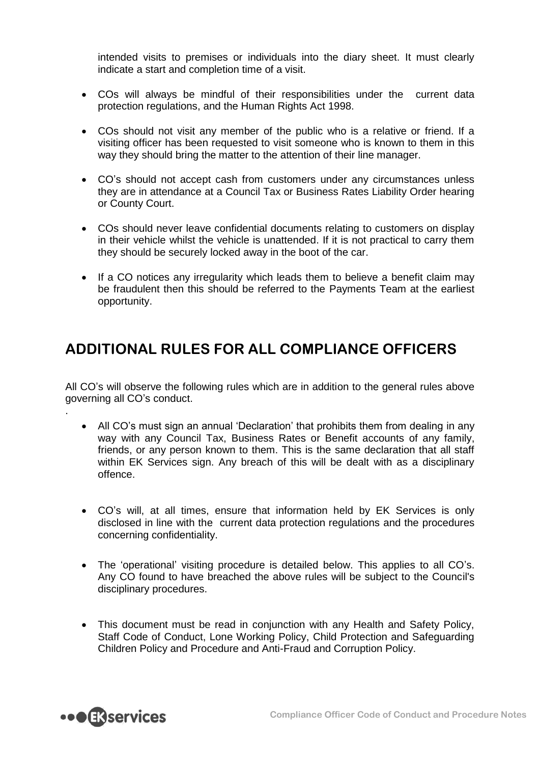intended visits to premises or individuals into the diary sheet. It must clearly indicate a start and completion time of a visit.

- COs will always be mindful of their responsibilities under the current data protection regulations, and the Human Rights Act 1998.
- COs should not visit any member of the public who is a relative or friend. If a visiting officer has been requested to visit someone who is known to them in this way they should bring the matter to the attention of their line manager.
- CO's should not accept cash from customers under any circumstances unless they are in attendance at a Council Tax or Business Rates Liability Order hearing or County Court.
- COs should never leave confidential documents relating to customers on display in their vehicle whilst the vehicle is unattended. If it is not practical to carry them they should be securely locked away in the boot of the car.
- If a CO notices any irregularity which leads them to believe a benefit claim may be fraudulent then this should be referred to the Payments Team at the earliest opportunity.

## ADDITIONAL RULES FOR ALL COMPLIANCE OFFICERS

All CO's will observe the following rules which are in addition to the general rules above governing all CO's conduct.

.

- All CO's must sign an annual 'Declaration' that prohibits them from dealing in any way with any Council Tax, Business Rates or Benefit accounts of any family, friends, or any person known to them. This is the same declaration that all staff within EK Services sign. Any breach of this will be dealt with as a disciplinary offence.
- CO's will, at all times, ensure that information held by EK Services is only disclosed in line with the current data protection regulations and the procedures concerning confidentiality.
- The 'operational' visiting procedure is detailed below. This applies to all CO's. Any CO found to have breached the above rules will be subject to the Council's disciplinary procedures.
- This document must be read in conjunction with any Health and Safety Policy, Staff Code of Conduct, Lone Working Policy, Child Protection and Safeguarding Children Policy and Procedure and Anti-Fraud and Corruption Policy.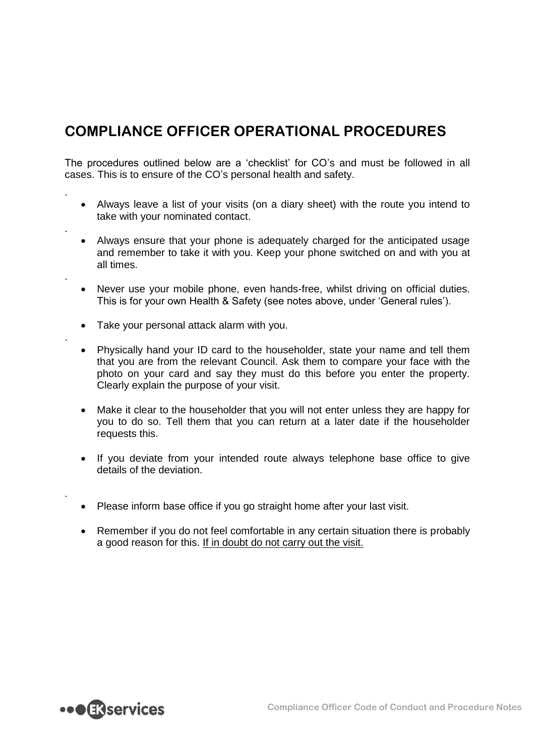## COMPLIANCE OFFICER OPERATIONAL PROCEDURES

The procedures outlined below are a 'checklist' for CO's and must be followed in all cases. This is to ensure of the CO's personal health and safety.

- Always leave a list of your visits (on a diary sheet) with the route you intend to take with your nominated contact.
- Always ensure that your phone is adequately charged for the anticipated usage and remember to take it with you. Keep your phone switched on and with you at all times.
- Never use your mobile phone, even hands-free, whilst driving on official duties. This is for your own Health & Safety (see notes above, under 'General rules').
- Take your personal attack alarm with you.
- Physically hand your ID card to the householder, state your name and tell them that you are from the relevant Council. Ask them to compare your face with the photo on your card and say they must do this before you enter the property. Clearly explain the purpose of your visit.
- Make it clear to the householder that you will not enter unless they are happy for you to do so. Tell them that you can return at a later date if the householder requests this.
- If you deviate from your intended route always telephone base office to give details of the deviation.
- Please inform base office if you go straight home after your last visit.
- Remember if you do not feel comfortable in any certain situation there is probably a good reason for this. <u>If in doubt do not carry out the visit.</u>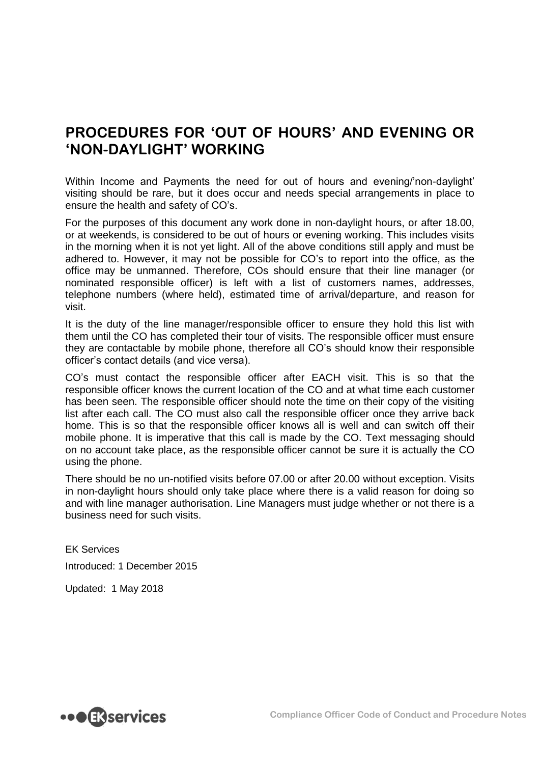# PROCEDURES FOR 'OUT OF HOURS' AND EVENING OR 'NON-DAYLIGHT' WORKING

Within Income and Payments the need for out of hours and evening/'non-daylight' visiting should be rare, but it does occur and needs special arrangements in place to ensure the health and safety of CO's.

For the purposes of this document any work done in non-daylight hours, or after 18.00, or at weekends, is considered to be out of hours or evening working. This includes visits in the morning when it is not yet light. All of the above conditions still apply and must be adhered to. However, it may not be possible for CO's to report into the office, as the office may be unmanned. Therefore, COs should ensure that their line manager (or nominated responsible officer) is left with a list of customers names, addresses, telephone numbers (where held), estimated time of arrival/departure, and reason for visit.

It is the duty of the line manager/responsible officer to ensure they hold this list with them until the CO has completed their tour of visits. The responsible officer must ensure they are contactable by mobile phone, therefore all CO's should know their responsible officer's contact details (and vice versa).

CO's must contact the responsible officer after EACH visit. This is so that the responsible officer knows the current location of the CO and at what time each customer has been seen. The responsible officer should note the time on their copy of the visiting list after each call. The CO must also call the responsible officer once they arrive back home. This is so that the responsible officer knows all is well and can switch off their mobile phone. It is imperative that this call is made by the CO. Text messaging should on no account take place, as the responsible officer cannot be sure it is actually the CO using the phone.

There should be no un-notified visits before 07.00 or after 20.00 without exception. Visits in non-daylight hours should only take place where there is a valid reason for doing so and with line manager authorisation. Line Managers must judge whether or not there is a business need for such visits.

EK Services

Introduced: 1 December 2015

Updated: 1 May 2018